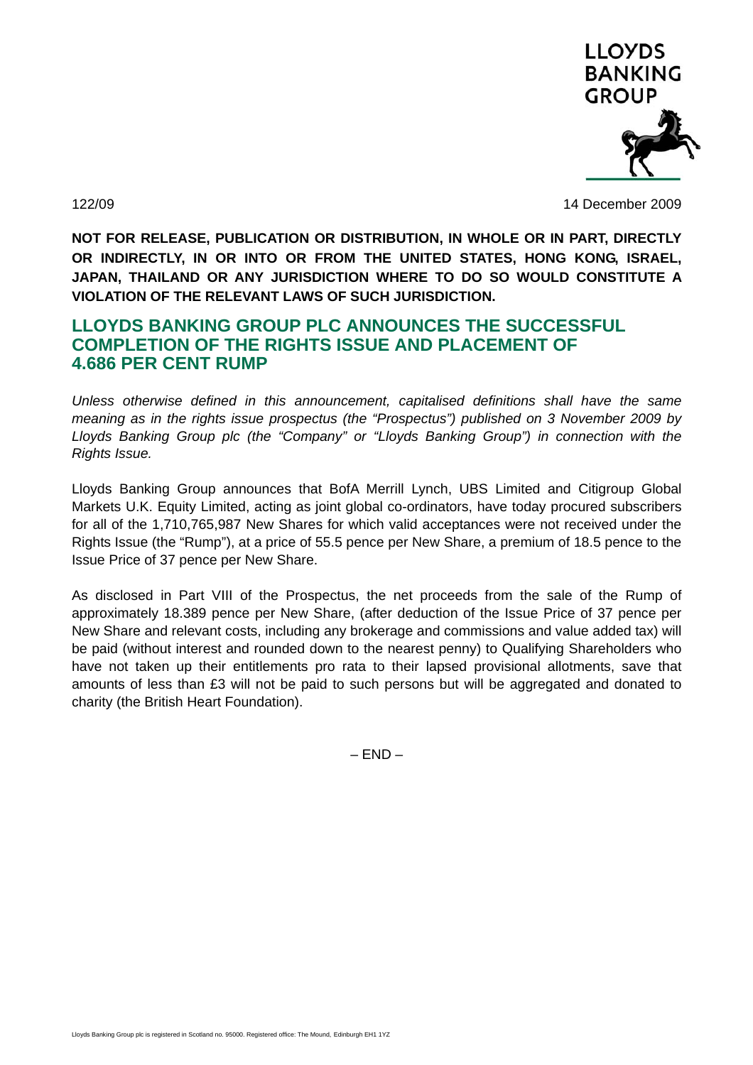LLOYDS BANKING GROUP

122/09

14 December 2009

**NOT FOR RELEASE, PUBLICATION OR DISTRIBUTION, IN WHOLE OR IN PART, DIRECTLY OR INDIRECTLY, IN OR INTO OR FROM THE UNITED STATES, HONG KONG, ISRAEL, JAPAN, THAILAND OR ANY JURISDICTION WHERE TO DO SO WOULD CONSTITUTE A VIOLATION OF THE RELEVANT LAWS OF SUCH JURISDICTION.**

# LLOYDS BANKING GROUP PLC ANNOUNCES THE SUCCESSFUL COMPLETION OF THE RIGHTS ISSUE AND PLACEMENT OF 4.686 PER CENT RUMP

*Unless otherwise defined in this announcement, capitalised definitions shall have the same meaning as in the rights issue prospectus (the "Prospectus") published on 3 November 2009 by Lloyds Banking Group plc (the "Company" or "Lloyds Banking Group") in connection with the Rights Issue.*

Lloyds Banking Group announces that BofA Merrill Lynch, UBS Limited and Citigroup Global Markets U.K. Equity Limited, acting as joint global co-ordinators, have today procured subscribers for all of the 1,710,765,987 New Shares for which valid acceptances were not received under the Rights Issue (the "Rump"), at a price of 55.5 pence per New Share, a premium of 18.5 pence to the Issue Price of 37 pence per New Share.

As disclosed in Part VIII of the Prospectus, the net proceeds from the sale of the Rump of approximately 18.389 pence per New Share, (after deduction of the Issue Price of 37 pence per New Share and relevant costs, including any brokerage and commissions and value added tax) will be paid (without interest and rounded down to the nearest penny) to Qualifying Shareholders who have not taken up their entitlements pro rata to their lapsed provisional allotments, save that amounts of less than £3 will not be paid to such persons but will be aggregated and donated to charity (the British Heart Foundation).

– END –

Lloyds Banking Group plc is registered in Scotland no. 95000. Registered office: The Mound, Edinburgh EH1 1YZ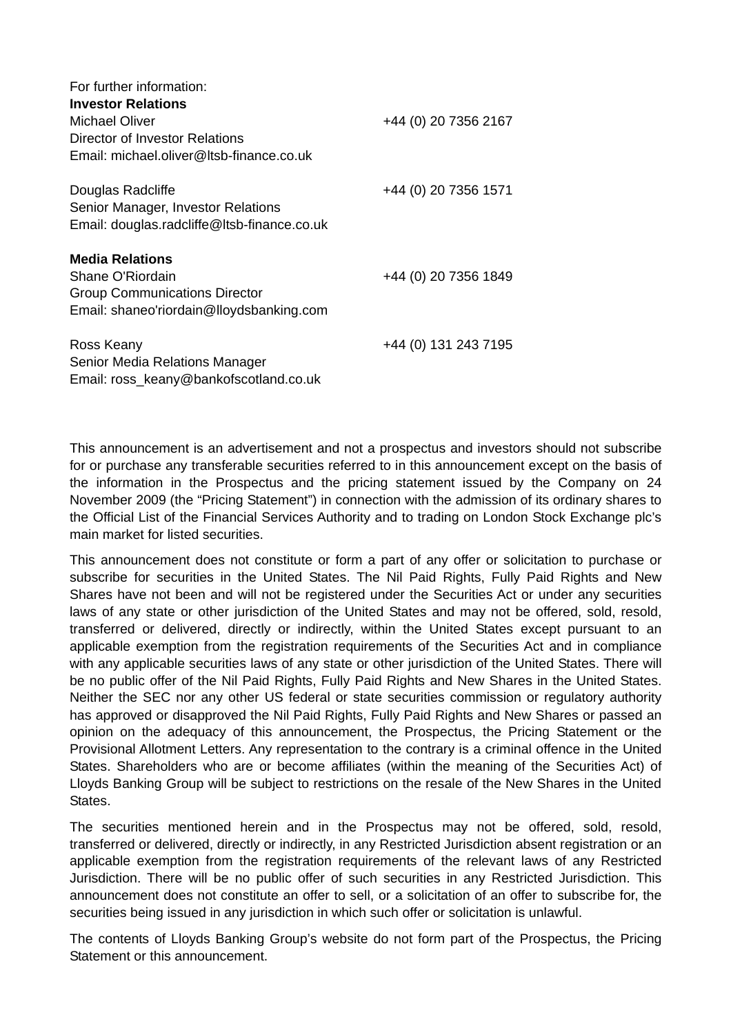For further information:

**Investor Relations**

Michael Oliver +44 (0) 20 7356 2167
Director of Investor Relations
Email: michael.oliver@ltsb-finance.co.uk

Douglas Radcliffe +44 (0) 20 7356 1571
Senior Manager, Investor Relations
Email: douglas.radcliffe@ltsb-finance.co.uk

**Media Relations**

Shane O'Riordain +44 (0) 20 7356 1849
Group Communications Director
Email: shaneo'riordain@lloydsbanking.com

Ross Keany +44 (0) 131 243 7195
Senior Media Relations Manager
Email: ross_keany@bankofscotland.co.uk

This announcement is an advertisement and not a prospectus and investors should not subscribe for or purchase any transferable securities referred to in this announcement except on the basis of the information in the Prospectus and the pricing statement issued by the Company on 24 November 2009 (the "Pricing Statement") in connection with the admission of its ordinary shares to the Official List of the Financial Services Authority and to trading on London Stock Exchange plc's main market for listed securities.

This announcement does not constitute or form a part of any offer or solicitation to purchase or subscribe for securities in the United States. The Nil Paid Rights, Fully Paid Rights and New Shares have not been and will not be registered under the Securities Act or under any securities laws of any state or other jurisdiction of the United States and may not be offered, sold, resold, transferred or delivered, directly or indirectly, within the United States except pursuant to an applicable exemption from the registration requirements of the Securities Act and in compliance with any applicable securities laws of any state or other jurisdiction of the United States. There will be no public offer of the Nil Paid Rights, Fully Paid Rights and New Shares in the United States. Neither the SEC nor any other US federal or state securities commission or regulatory authority has approved or disapproved the Nil Paid Rights, Fully Paid Rights and New Shares or passed an opinion on the adequacy of this announcement, the Prospectus, the Pricing Statement or the Provisional Allotment Letters. Any representation to the contrary is a criminal offence in the United States. Shareholders who are or become affiliates (within the meaning of the Securities Act) of Lloyds Banking Group will be subject to restrictions on the resale of the New Shares in the United States.

The securities mentioned herein and in the Prospectus may not be offered, sold, resold, transferred or delivered, directly or indirectly, in any Restricted Jurisdiction absent registration or an applicable exemption from the registration requirements of the relevant laws of any Restricted Jurisdiction. There will be no public offer of such securities in any Restricted Jurisdiction. This announcement does not constitute an offer to sell, or a solicitation of an offer to subscribe for, the securities being issued in any jurisdiction in which such offer or solicitation is unlawful.

The contents of Lloyds Banking Group's website do not form part of the Prospectus, the Pricing Statement or this announcement.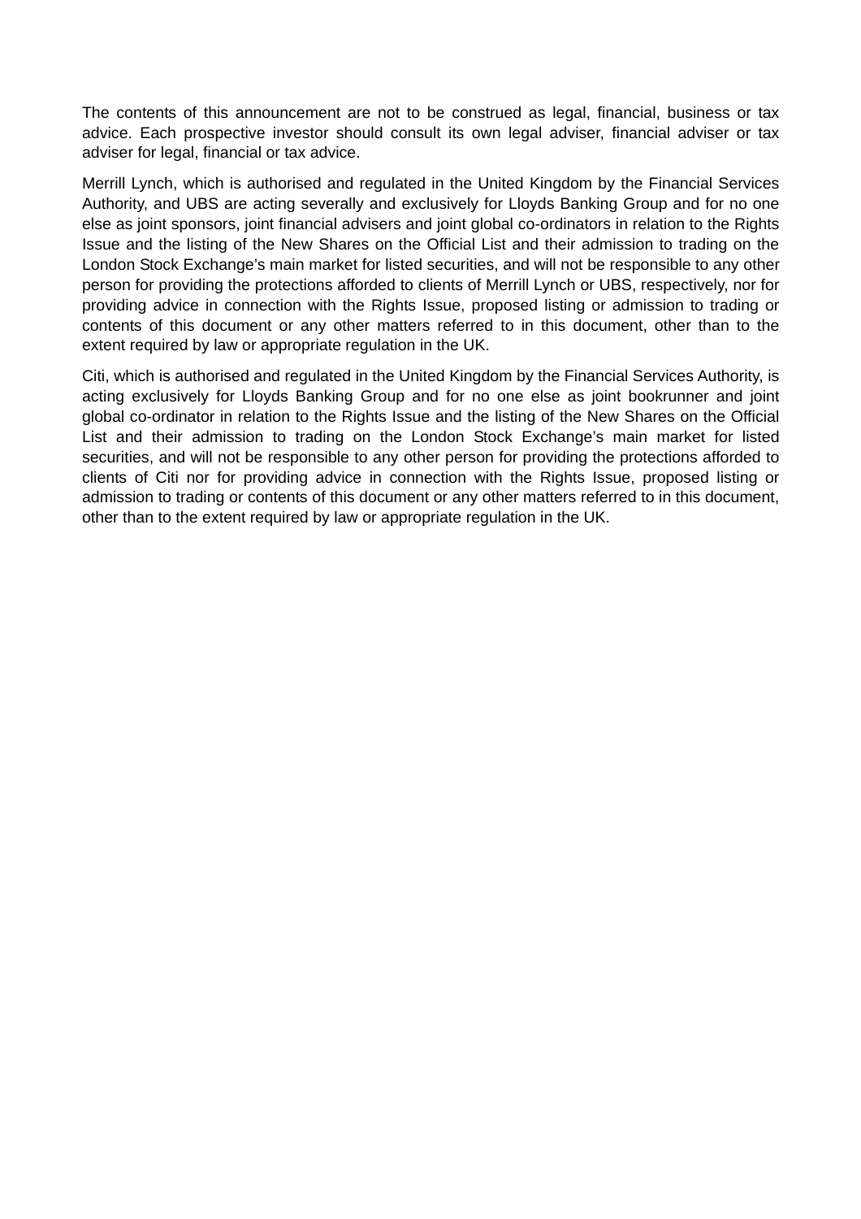The contents of this announcement are not to be construed as legal, financial, business or tax advice. Each prospective investor should consult its own legal adviser, financial adviser or tax adviser for legal, financial or tax advice.

Merrill Lynch, which is authorised and regulated in the United Kingdom by the Financial Services Authority, and UBS are acting severally and exclusively for Lloyds Banking Group and for no one else as joint sponsors, joint financial advisers and joint global co-ordinators in relation to the Rights Issue and the listing of the New Shares on the Official List and their admission to trading on the London Stock Exchange's main market for listed securities, and will not be responsible to any other person for providing the protections afforded to clients of Merrill Lynch or UBS, respectively, nor for providing advice in connection with the Rights Issue, proposed listing or admission to trading or contents of this document or any other matters referred to in this document, other than to the extent required by law or appropriate regulation in the UK.

Citi, which is authorised and regulated in the United Kingdom by the Financial Services Authority, is acting exclusively for Lloyds Banking Group and for no one else as joint bookrunner and joint global co-ordinator in relation to the Rights Issue and the listing of the New Shares on the Official List and their admission to trading on the London Stock Exchange's main market for listed securities, and will not be responsible to any other person for providing the protections afforded to clients of Citi nor for providing advice in connection with the Rights Issue, proposed listing or admission to trading or contents of this document or any other matters referred to in this document, other than to the extent required by law or appropriate regulation in the UK.